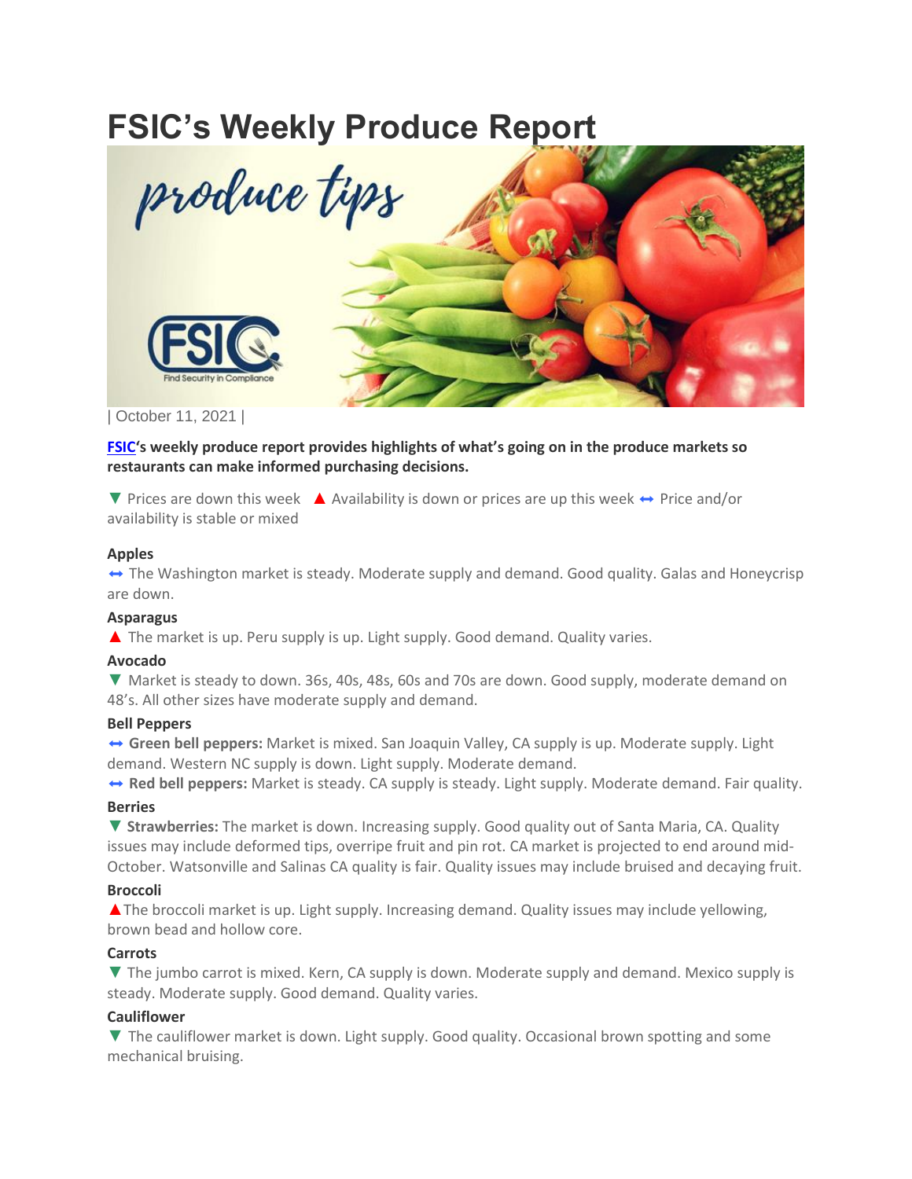# FSIC's Weekly Produce Report

| October 11, 2021 |

**FSIC's weekly produce report provides highlights of what's going on in the produce markets so restaurants can make informed purchasing decisions.**

▼ Prices are down this week ▲ Availability is down or prices are up this week ↔ Price and/or availability is stable or mixed

**Apples**

↔ The Washington market is steady. Moderate supply and demand. Good quality. Galas and Honeycrisp are down.

**Asparagus**

▲ The market is up. Peru supply is up. Light supply. Good demand. Quality varies.

**Avocado**

▼ Market is steady to down. 36s, 40s, 48s, 60s and 70s are down. Good supply, moderate demand on 48's. All other sizes have moderate supply and demand.

**Bell Peppers**

↔ **Green bell peppers:** Market is mixed. San Joaquin Valley, CA supply is up. Moderate supply. Light demand. Western NC supply is down. Light supply. Moderate demand.

↔ **Red bell peppers:** Market is steady. CA supply is steady. Light supply. Moderate demand. Fair quality.

**Berries**

▼ **Strawberries:** The market is down. Increasing supply. Good quality out of Santa Maria, CA. Quality issues may include deformed tips, overripe fruit and pin rot. CA market is projected to end around mid-October. Watsonville and Salinas CA quality is fair. Quality issues may include bruised and decaying fruit.

**Broccoli**

▲The broccoli market is up. Light supply. Increasing demand. Quality issues may include yellowing, brown bead and hollow core.

**Carrots**

▼ The jumbo carrot is mixed. Kern, CA supply is down. Moderate supply and demand. Mexico supply is steady. Moderate supply. Good demand. Quality varies.

**Cauliflower**

▼ The cauliflower market is down. Light supply. Good quality. Occasional brown spotting and some mechanical bruising.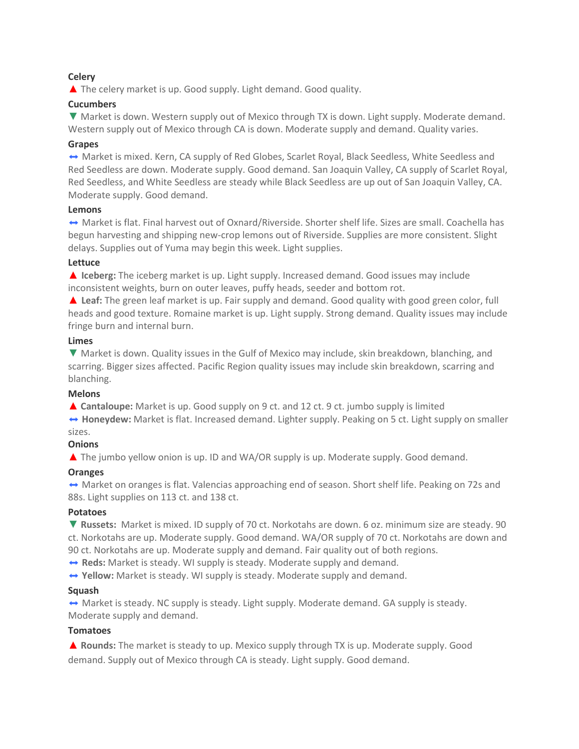**Celery**

▲ The celery market is up. Good supply. Light demand. Good quality.

**Cucumbers**

▼ Market is down. Western supply out of Mexico through TX is down. Light supply. Moderate demand. Western supply out of Mexico through CA is down. Moderate supply and demand. Quality varies.

**Grapes**

↔ Market is mixed. Kern, CA supply of Red Globes, Scarlet Royal, Black Seedless, White Seedless and Red Seedless are down. Moderate supply. Good demand. San Joaquin Valley, CA supply of Scarlet Royal, Red Seedless, and White Seedless are steady while Black Seedless are up out of San Joaquin Valley, CA. Moderate supply. Good demand.

**Lemons**

↔ Market is flat. Final harvest out of Oxnard/Riverside. Shorter shelf life. Sizes are small. Coachella has begun harvesting and shipping new-crop lemons out of Riverside. Supplies are more consistent. Slight delays. Supplies out of Yuma may begin this week. Light supplies.

**Lettuce**

▲ **Iceberg:** The iceberg market is up. Light supply. Increased demand. Good issues may include inconsistent weights, burn on outer leaves, puffy heads, seeder and bottom rot.

▲ **Leaf:** The green leaf market is up. Fair supply and demand. Good quality with good green color, full heads and good texture. Romaine market is up. Light supply. Strong demand. Quality issues may include fringe burn and internal burn.

**Limes**

▼ Market is down. Quality issues in the Gulf of Mexico may include, skin breakdown, blanching, and scarring. Bigger sizes affected. Pacific Region quality issues may include skin breakdown, scarring and blanching.

**Melons**

▲ **Cantaloupe:** Market is up. Good supply on 9 ct. and 12 ct. 9 ct. jumbo supply is limited

↔ **Honeydew:** Market is flat. Increased demand. Lighter supply. Peaking on 5 ct. Light supply on smaller sizes.

**Onions**

▲ The jumbo yellow onion is up. ID and WA/OR supply is up. Moderate supply. Good demand.

**Oranges**

↔ Market on oranges is flat. Valencias approaching end of season. Short shelf life. Peaking on 72s and 88s. Light supplies on 113 ct. and 138 ct.

**Potatoes**

▼ **Russets:** Market is mixed. ID supply of 70 ct. Norkotahs are down. 6 oz. minimum size are steady. 90 ct. Norkotahs are up. Moderate supply. Good demand. WA/OR supply of 70 ct. Norkotahs are down and 90 ct. Norkotahs are up. Moderate supply and demand. Fair quality out of both regions.

↔ **Reds:** Market is steady. WI supply is steady. Moderate supply and demand.

↔ **Yellow:** Market is steady. WI supply is steady. Moderate supply and demand.

**Squash**

↔ Market is steady. NC supply is steady. Light supply. Moderate demand. GA supply is steady. Moderate supply and demand.

**Tomatoes**

▲ **Rounds:** The market is steady to up. Mexico supply through TX is up. Moderate supply. Good demand. Supply out of Mexico through CA is steady. Light supply. Good demand.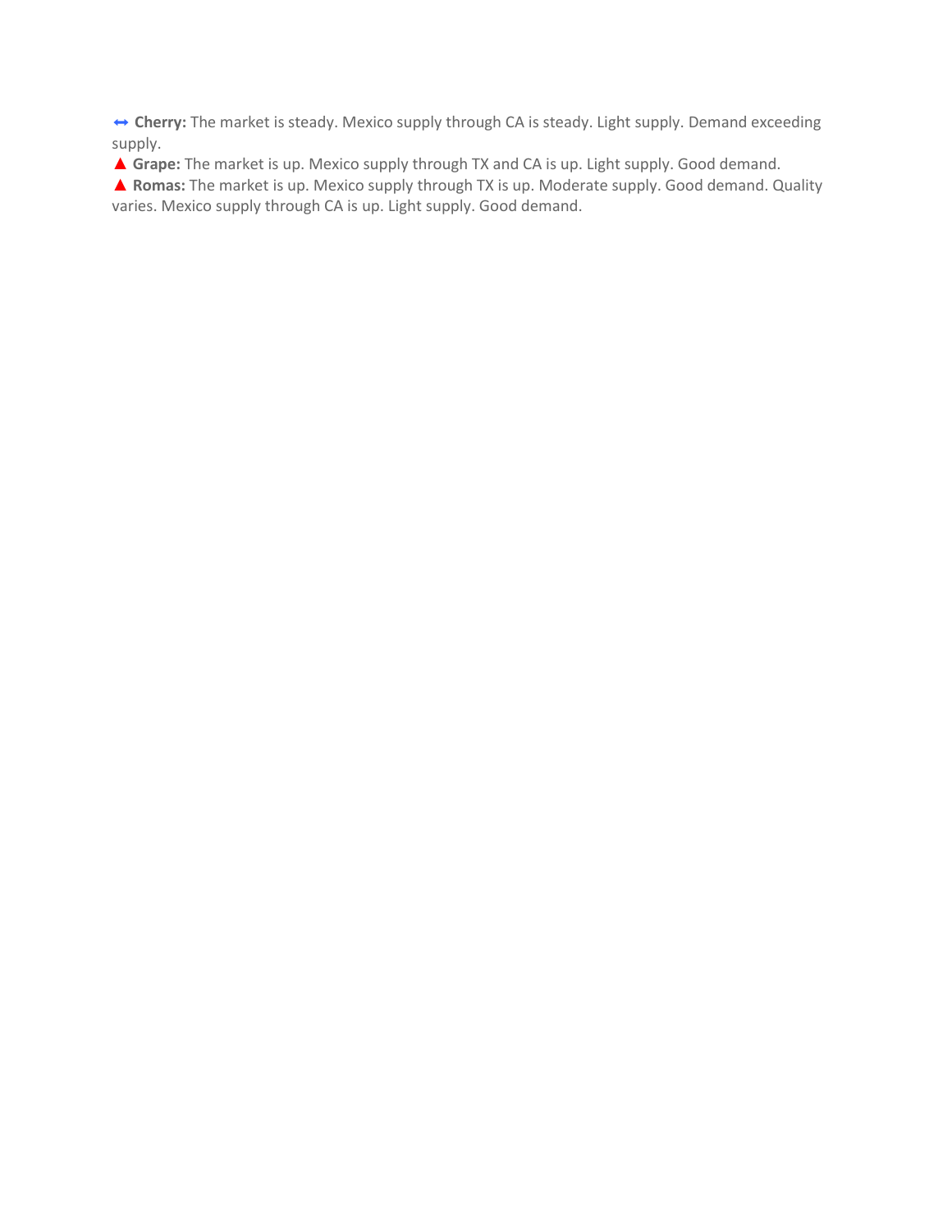↔ **Cherry:** The market is steady. Mexico supply through CA is steady. Light supply. Demand exceeding supply.

▲ **Grape:** The market is up. Mexico supply through TX and CA is up. Light supply. Good demand.

▲ **Romas:** The market is up. Mexico supply through TX is up. Moderate supply. Good demand. Quality varies. Mexico supply through CA is up. Light supply. Good demand.